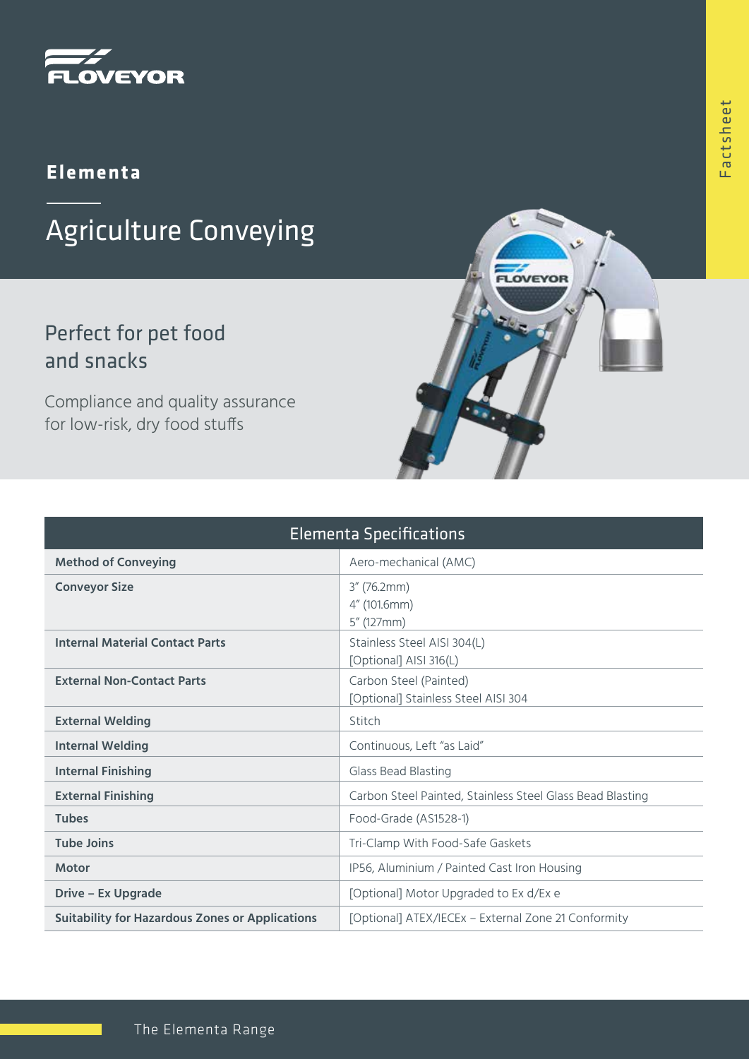FLOVEYOR

Factsheet

## Elementa

# Agriculture Conveying

## Perfect for pet food and snacks

Compliance and quality assurance for low-risk, dry food stuffs

| Elementa Specifications | |
|---|---|
| **Method of Conveying** | Aero-mechanical (AMC) |
| **Conveyor Size** | 3" (76.2mm)<br>4" (101.6mm)<br>5" (127mm) |
| **Internal Material Contact Parts** | Stainless Steel AISI 304(L)<br>[Optional] AISI 316(L) |
| **External Non-Contact Parts** | Carbon Steel (Painted)<br>[Optional] Stainless Steel AISI 304 |
| **External Welding** | Stitch |
| **Internal Welding** | Continuous, Left "as Laid" |
| **Internal Finishing** | Glass Bead Blasting |
| **External Finishing** | Carbon Steel Painted, Stainless Steel Glass Bead Blasting |
| **Tubes** | Food-Grade (AS1528-1) |
| **Tube Joins** | Tri-Clamp With Food-Safe Gaskets |
| **Motor** | IP56, Aluminium / Painted Cast Iron Housing |
| **Drive – Ex Upgrade** | [Optional] Motor Upgraded to Ex d/Ex e |
| **Suitability for Hazardous Zones or Applications** | [Optional] ATEX/IECEx – External Zone 21 Conformity |

The Elementa Range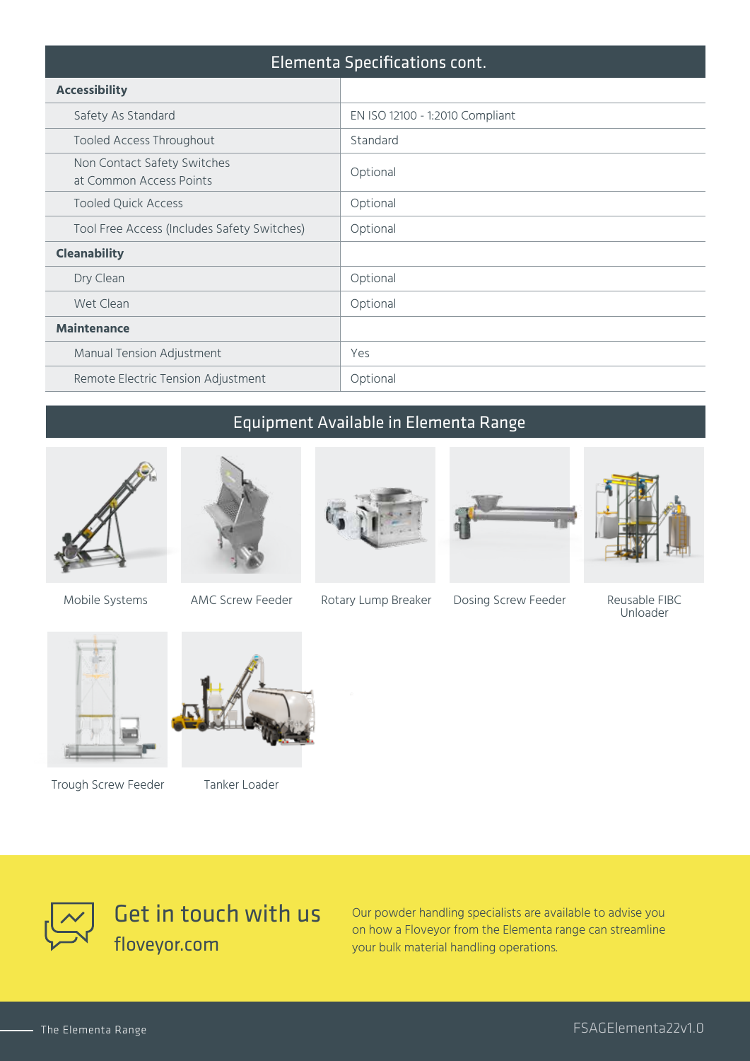## Elementa Specifications cont.

| | |
|---|---|
| **Accessibility** | |
| Safety As Standard | EN ISO 12100 - 1:2010 Compliant |
| Tooled Access Throughout | Standard |
| Non Contact Safety Switches at Common Access Points | Optional |
| Tooled Quick Access | Optional |
| Tool Free Access (Includes Safety Switches) | Optional |
| **Cleanability** | |
| Dry Clean | Optional |
| Wet Clean | Optional |
| **Maintenance** | |
| Manual Tension Adjustment | Yes |
| Remote Electric Tension Adjustment | Optional |

## Equipment Available in Elementa Range

Mobile Systems

AMC Screw Feeder

Rotary Lump Breaker

Dosing Screw Feeder

Reusable FIBC Unloader

Trough Screw Feeder

Tanker Loader

## Get in touch with us

floveyor.com

Our powder handling specialists are available to advise you on how a Floveyor from the Elementa range can streamline your bulk material handling operations.

The Elementa Range

FSAGElementa22v1.0